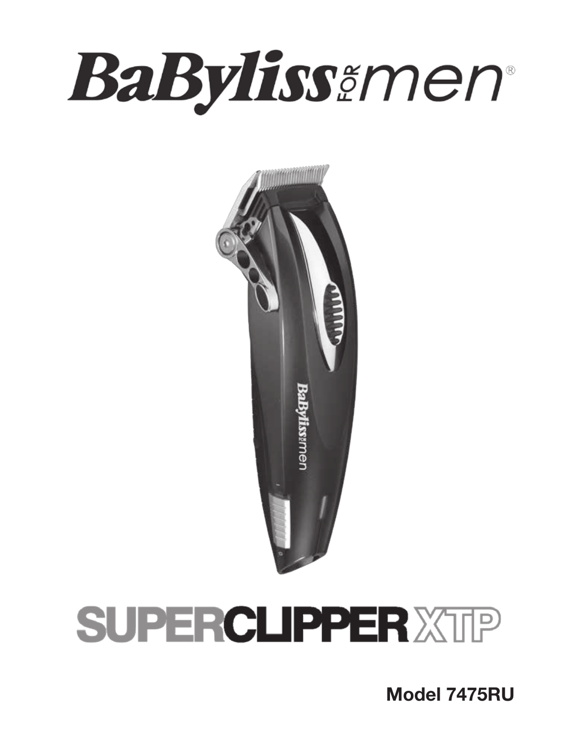# BaByliss FOR men®

# SUPERCLIPPER XTP

**Model 7475RU**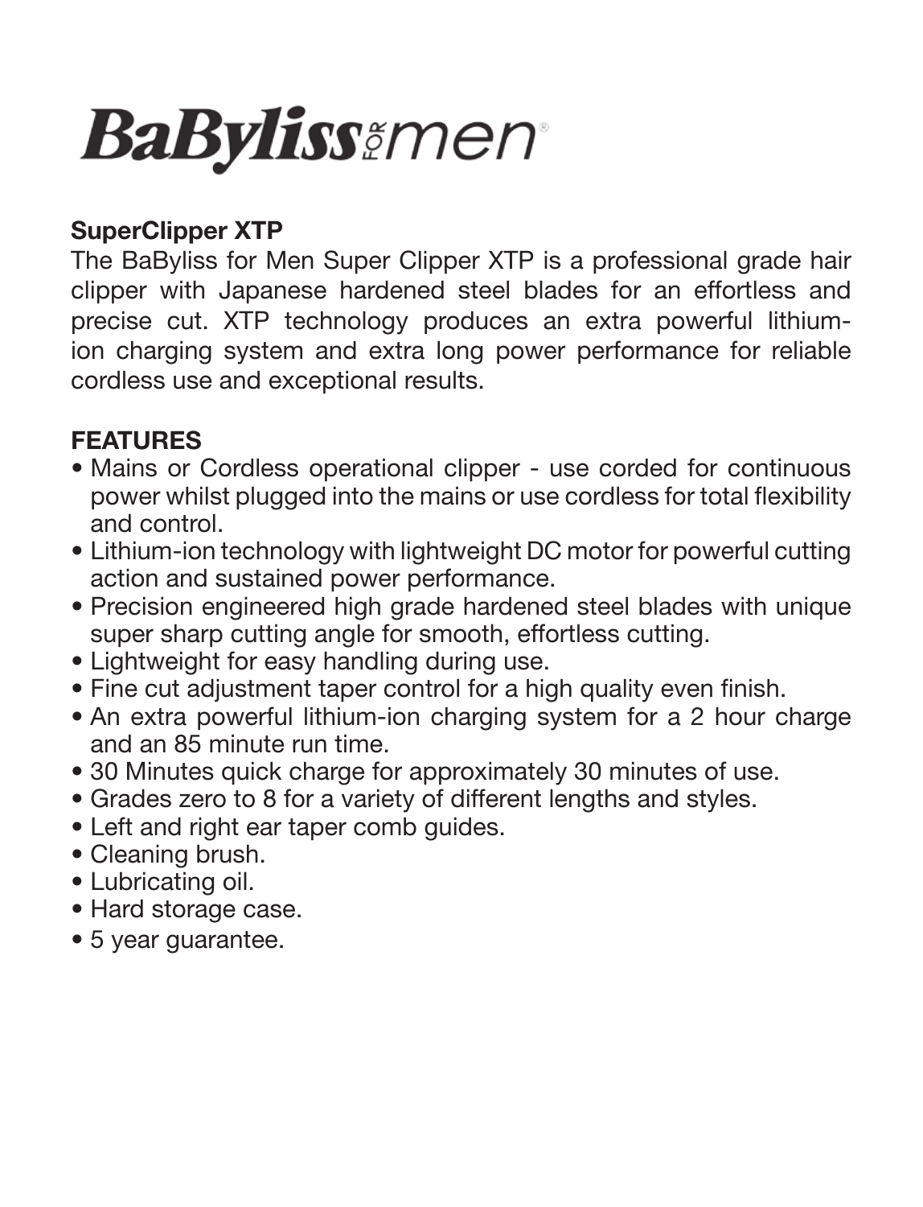# BaByliss for men

## SuperClipper XTP

The BaByliss for Men Super Clipper XTP is a professional grade hair clipper with Japanese hardened steel blades for an effortless and precise cut. XTP technology produces an extra powerful lithium-ion charging system and extra long power performance for reliable cordless use and exceptional results.

## FEATURES

- Mains or Cordless operational clipper - use corded for continuous power whilst plugged into the mains or use cordless for total flexibility and control.
- Lithium-ion technology with lightweight DC motor for powerful cutting action and sustained power performance.
- Precision engineered high grade hardened steel blades with unique super sharp cutting angle for smooth, effortless cutting.
- Lightweight for easy handling during use.
- Fine cut adjustment taper control for a high quality even finish.
- An extra powerful lithium-ion charging system for a 2 hour charge and an 85 minute run time.
- 30 Minutes quick charge for approximately 30 minutes of use.
- Grades zero to 8 for a variety of different lengths and styles.
- Left and right ear taper comb guides.
- Cleaning brush.
- Lubricating oil.
- Hard storage case.
- 5 year guarantee.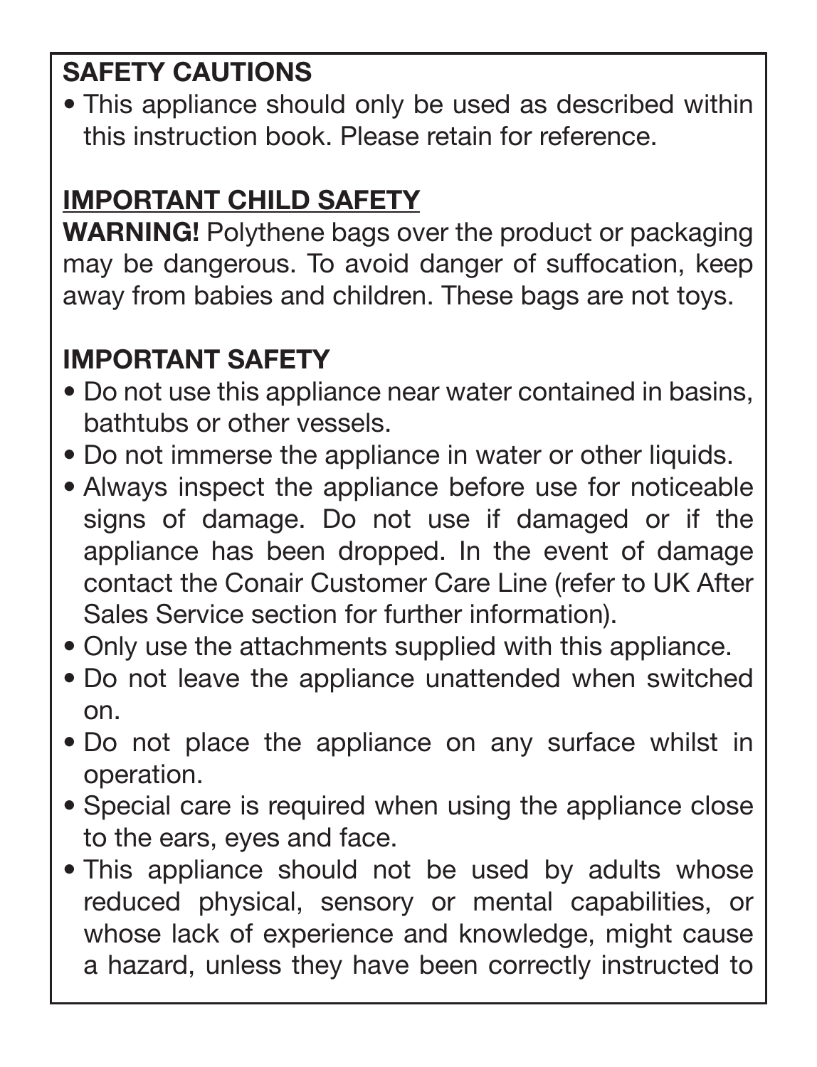## SAFETY CAUTIONS

- This appliance should only be used as described within this instruction book. Please retain for reference.

## IMPORTANT CHILD SAFETY

**WARNING!** Polythene bags over the product or packaging may be dangerous. To avoid danger of suffocation, keep away from babies and children. These bags are not toys.

## IMPORTANT SAFETY

- Do not use this appliance near water contained in basins, bathtubs or other vessels.
- Do not immerse the appliance in water or other liquids.
- Always inspect the appliance before use for noticeable signs of damage. Do not use if damaged or if the appliance has been dropped. In the event of damage contact the Conair Customer Care Line (refer to UK After Sales Service section for further information).
- Only use the attachments supplied with this appliance.
- Do not leave the appliance unattended when switched on.
- Do not place the appliance on any surface whilst in operation.
- Special care is required when using the appliance close to the ears, eyes and face.
- This appliance should not be used by adults whose reduced physical, sensory or mental capabilities, or whose lack of experience and knowledge, might cause a hazard, unless they have been correctly instructed to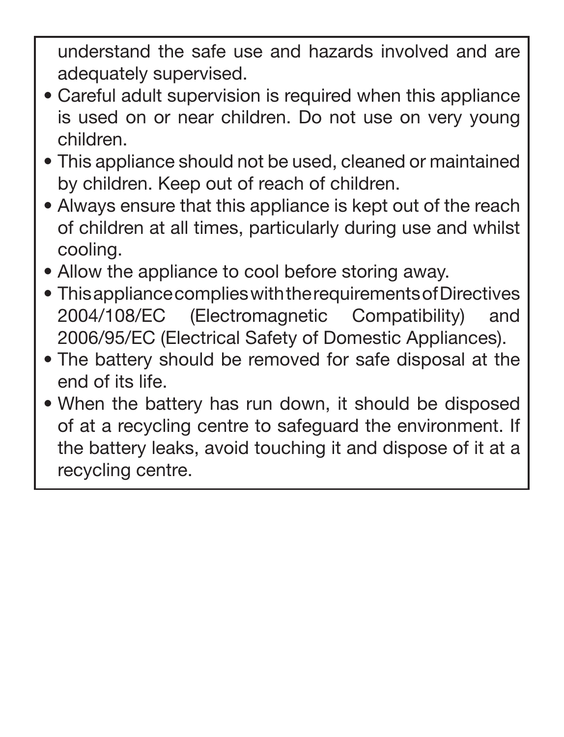understand the safe use and hazards involved and are adequately supervised.

- Careful adult supervision is required when this appliance is used on or near children. Do not use on very young children.
- This appliance should not be used, cleaned or maintained by children. Keep out of reach of children.
- Always ensure that this appliance is kept out of the reach of children at all times, particularly during use and whilst cooling.
- Allow the appliance to cool before storing away.
- This appliance complies with the requirements of Directives 2004/108/EC (Electromagnetic Compatibility) and 2006/95/EC (Electrical Safety of Domestic Appliances).
- The battery should be removed for safe disposal at the end of its life.
- When the battery has run down, it should be disposed of at a recycling centre to safeguard the environment. If the battery leaks, avoid touching it and dispose of it at a recycling centre.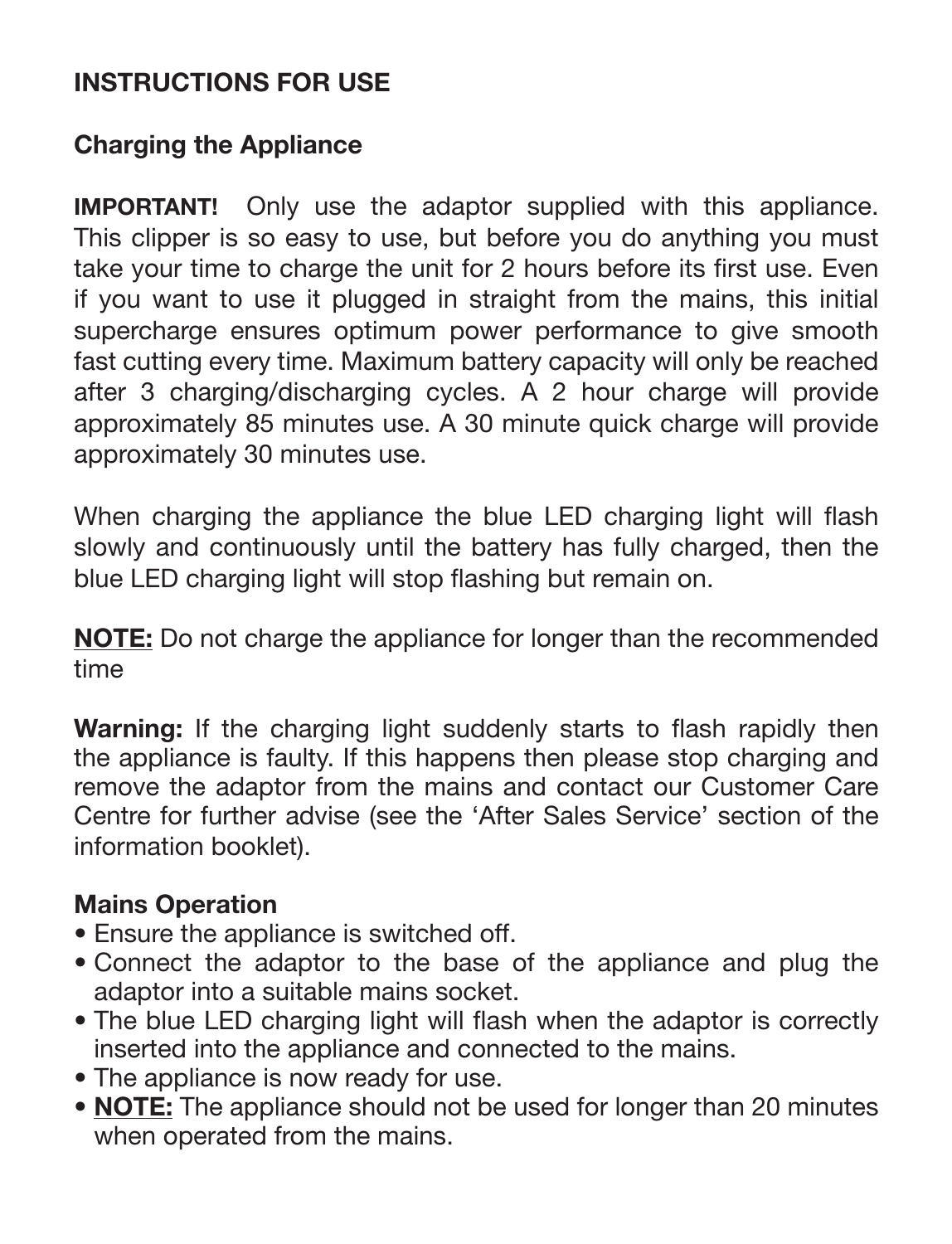## INSTRUCTIONS FOR USE

### Charging the Appliance

**IMPORTANT!** Only use the adaptor supplied with this appliance. This clipper is so easy to use, but before you do anything you must take your time to charge the unit for 2 hours before its first use. Even if you want to use it plugged in straight from the mains, this initial supercharge ensures optimum power performance to give smooth fast cutting every time. Maximum battery capacity will only be reached after 3 charging/discharging cycles. A 2 hour charge will provide approximately 85 minutes use. A 30 minute quick charge will provide approximately 30 minutes use.

When charging the appliance the blue LED charging light will flash slowly and continuously until the battery has fully charged, then the blue LED charging light will stop flashing but remain on.

**NOTE:** Do not charge the appliance for longer than the recommended time

**Warning:** If the charging light suddenly starts to flash rapidly then the appliance is faulty. If this happens then please stop charging and remove the adaptor from the mains and contact our Customer Care Centre for further advise (see the 'After Sales Service' section of the information booklet).

### Mains Operation

- Ensure the appliance is switched off.
- Connect the adaptor to the base of the appliance and plug the adaptor into a suitable mains socket.
- The blue LED charging light will flash when the adaptor is correctly inserted into the appliance and connected to the mains.
- The appliance is now ready for use.
- **NOTE:** The appliance should not be used for longer than 20 minutes when operated from the mains.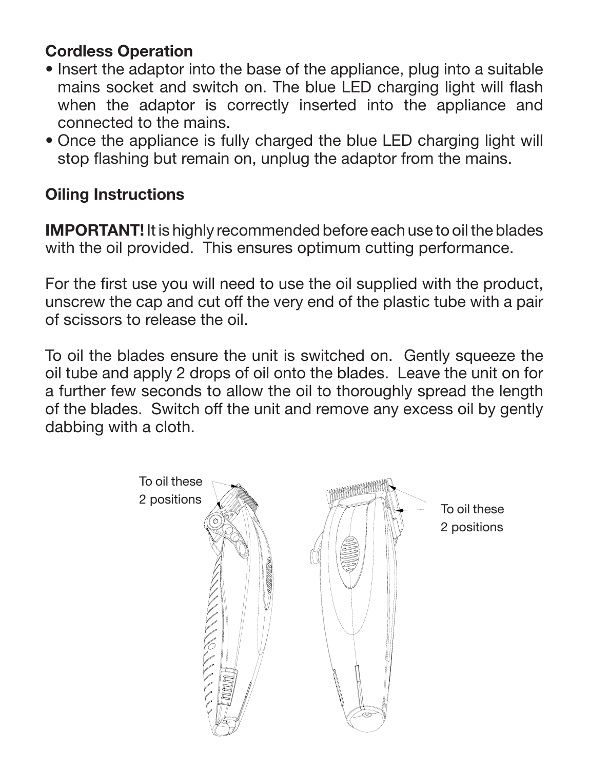**Cordless Operation**

- Insert the adaptor into the base of the appliance, plug into a suitable mains socket and switch on. The blue LED charging light will flash when the adaptor is correctly inserted into the appliance and connected to the mains.
- Once the appliance is fully charged the blue LED charging light will stop flashing but remain on, unplug the adaptor from the mains.

**Oiling Instructions**

**IMPORTANT!** It is highly recommended before each use to oil the blades with the oil provided. This ensures optimum cutting performance.

For the first use you will need to use the oil supplied with the product, unscrew the cap and cut off the very end of the plastic tube with a pair of scissors to release the oil.

To oil the blades ensure the unit is switched on. Gently squeeze the oil tube and apply 2 drops of oil onto the blades. Leave the unit on for a further few seconds to allow the oil to thoroughly spread the length of the blades. Switch off the unit and remove any excess oil by gently dabbing with a cloth.

To oil these 2 positions

To oil these 2 positions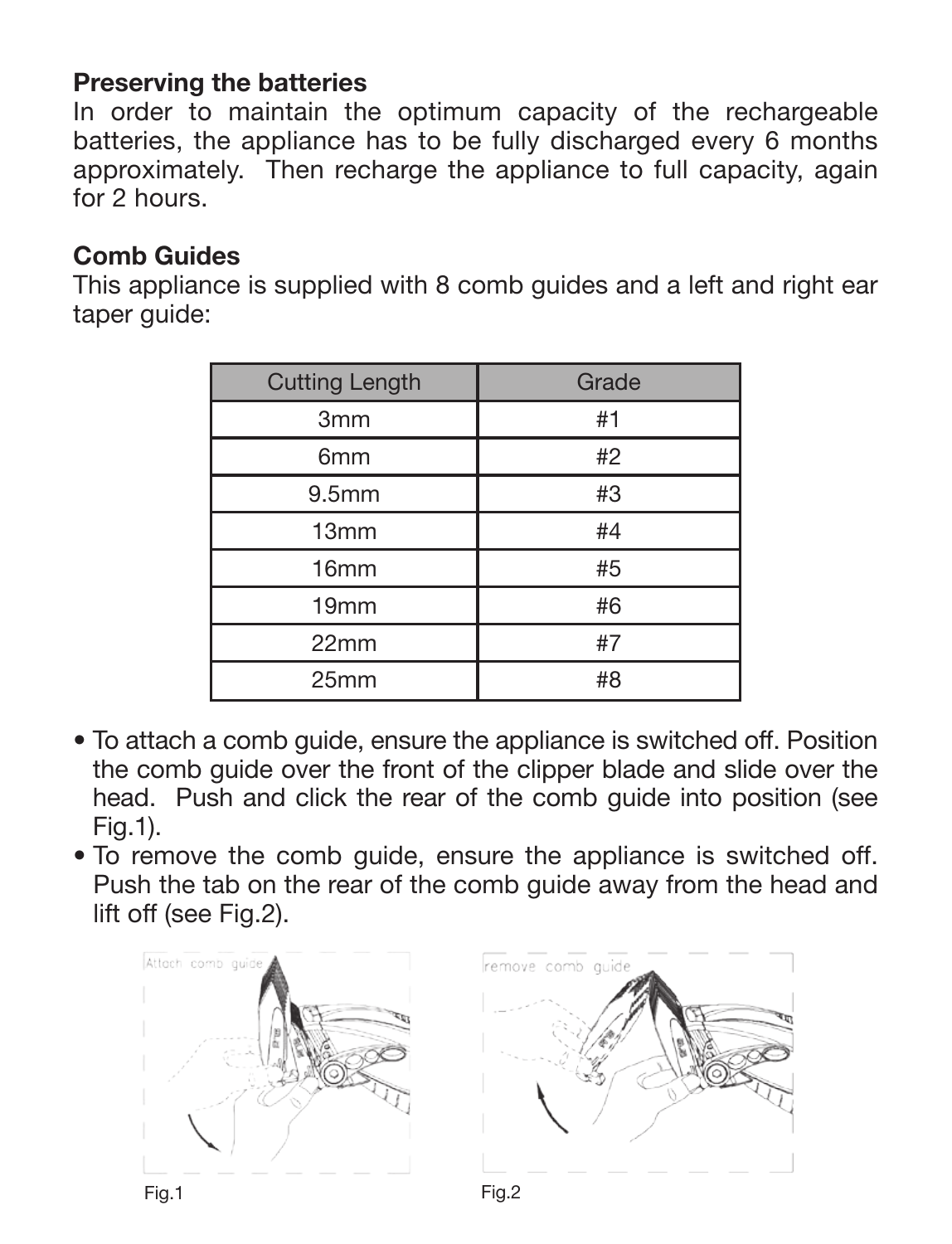### Preserving the batteries

In order to maintain the optimum capacity of the rechargeable batteries, the appliance has to be fully discharged every 6 months approximately. Then recharge the appliance to full capacity, again for 2 hours.

### Comb Guides

This appliance is supplied with 8 comb guides and a left and right ear taper guide:

| Cutting Length | Grade |
|---|---|
| 3mm | #1 |
| 6mm | #2 |
| 9.5mm | #3 |
| 13mm | #4 |
| 16mm | #5 |
| 19mm | #6 |
| 22mm | #7 |
| 25mm | #8 |

- To attach a comb guide, ensure the appliance is switched off. Position the comb guide over the front of the clipper blade and slide over the head. Push and click the rear of the comb guide into position (see Fig.1).
- To remove the comb guide, ensure the appliance is switched off. Push the tab on the rear of the comb guide away from the head and lift off (see Fig.2).

Attach comb guide

Fig.1

remove comb guide

Fig.2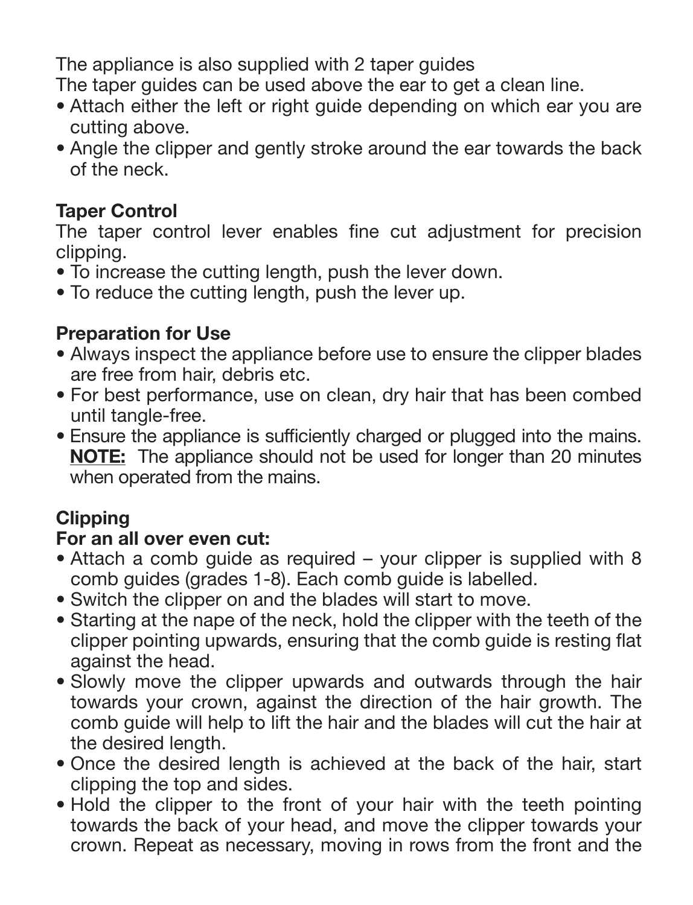The appliance is also supplied with 2 taper guides
The taper guides can be used above the ear to get a clean line.

- Attach either the left or right guide depending on which ear you are cutting above.
- Angle the clipper and gently stroke around the ear towards the back of the neck.

### Taper Control

The taper control lever enables fine cut adjustment for precision clipping.

- To increase the cutting length, push the lever down.
- To reduce the cutting length, push the lever up.

### Preparation for Use

- Always inspect the appliance before use to ensure the clipper blades are free from hair, debris etc.
- For best performance, use on clean, dry hair that has been combed until tangle-free.
- Ensure the appliance is sufficiently charged or plugged into the mains. **NOTE:** The appliance should not be used for longer than 20 minutes when operated from the mains.

### Clipping

**For an all over even cut:**

- Attach a comb guide as required – your clipper is supplied with 8 comb guides (grades 1-8). Each comb guide is labelled.
- Switch the clipper on and the blades will start to move.
- Starting at the nape of the neck, hold the clipper with the teeth of the clipper pointing upwards, ensuring that the comb guide is resting flat against the head.
- Slowly move the clipper upwards and outwards through the hair towards your crown, against the direction of the hair growth. The comb guide will help to lift the hair and the blades will cut the hair at the desired length.
- Once the desired length is achieved at the back of the hair, start clipping the top and sides.
- Hold the clipper to the front of your hair with the teeth pointing towards the back of your head, and move the clipper towards your crown. Repeat as necessary, moving in rows from the front and the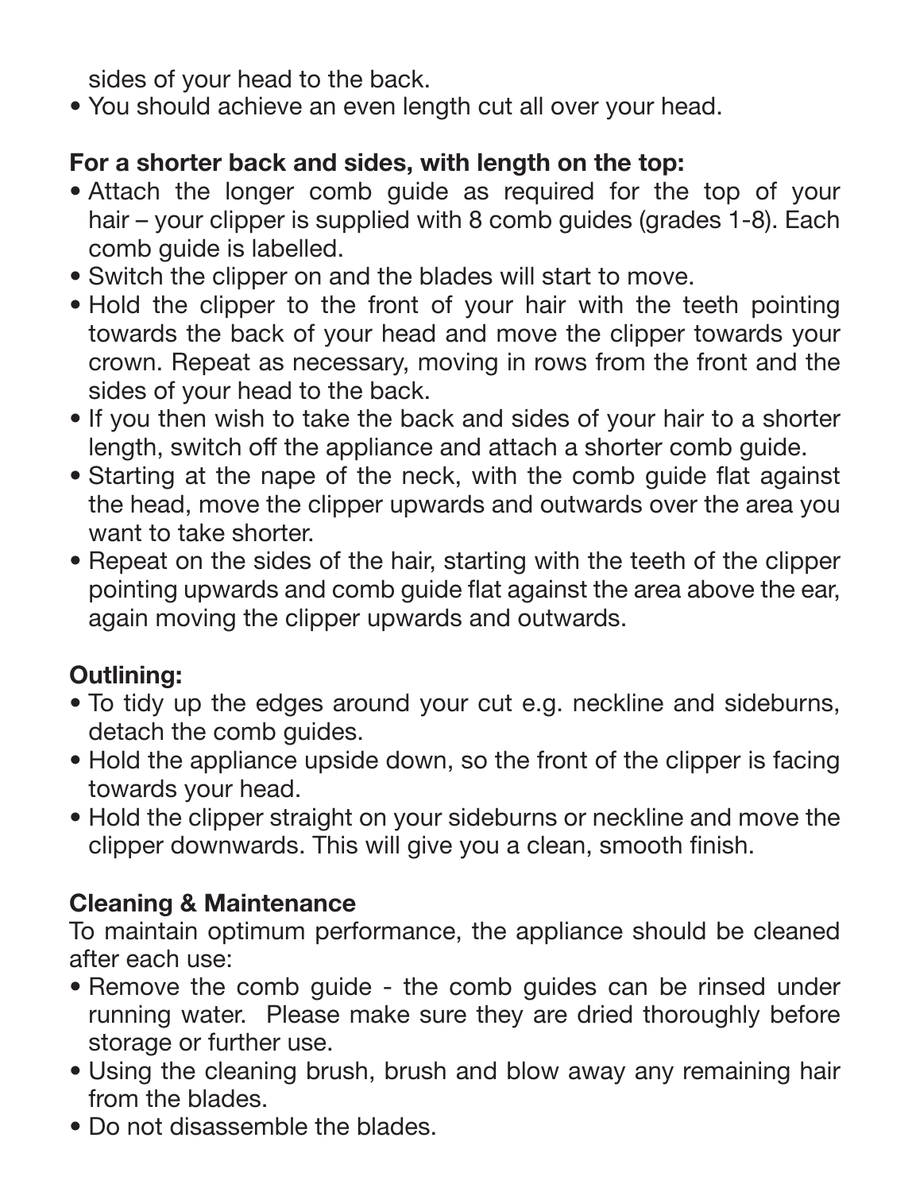sides of your head to the back.

- You should achieve an even length cut all over your head.

**For a shorter back and sides, with length on the top:**

- Attach the longer comb guide as required for the top of your hair – your clipper is supplied with 8 comb guides (grades 1-8). Each comb guide is labelled.
- Switch the clipper on and the blades will start to move.
- Hold the clipper to the front of your hair with the teeth pointing towards the back of your head and move the clipper towards your crown. Repeat as necessary, moving in rows from the front and the sides of your head to the back.
- If you then wish to take the back and sides of your hair to a shorter length, switch off the appliance and attach a shorter comb guide.
- Starting at the nape of the neck, with the comb guide flat against the head, move the clipper upwards and outwards over the area you want to take shorter.
- Repeat on the sides of the hair, starting with the teeth of the clipper pointing upwards and comb guide flat against the area above the ear, again moving the clipper upwards and outwards.

**Outlining:**

- To tidy up the edges around your cut e.g. neckline and sideburns, detach the comb guides.
- Hold the appliance upside down, so the front of the clipper is facing towards your head.
- Hold the clipper straight on your sideburns or neckline and move the clipper downwards. This will give you a clean, smooth finish.

**Cleaning & Maintenance**

To maintain optimum performance, the appliance should be cleaned after each use:

- Remove the comb guide - the comb guides can be rinsed under running water. Please make sure they are dried thoroughly before storage or further use.
- Using the cleaning brush, brush and blow away any remaining hair from the blades.
- Do not disassemble the blades.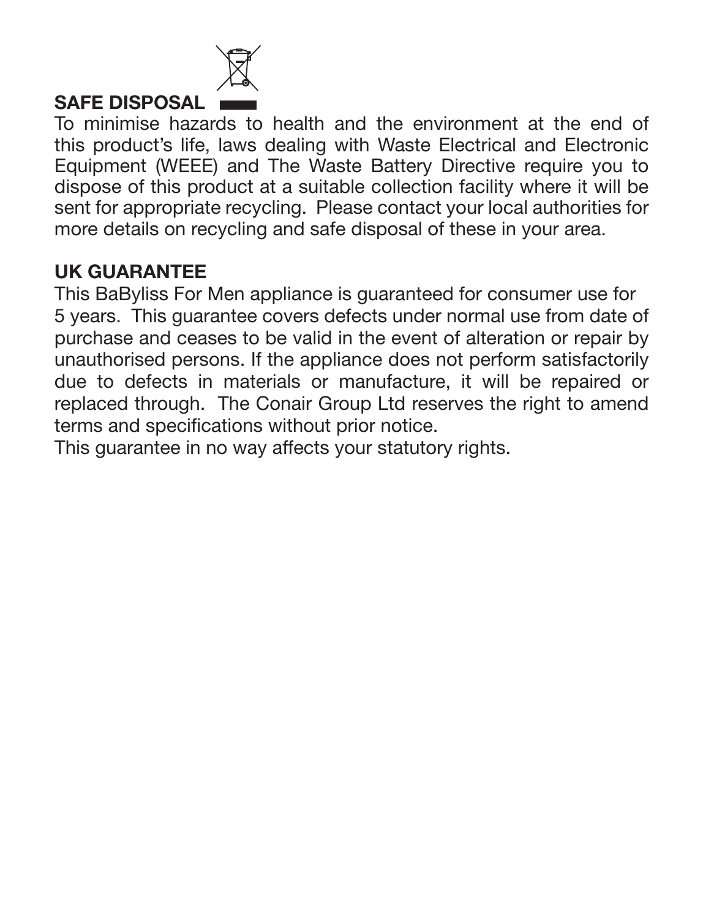## SAFE DISPOSAL

To minimise hazards to health and the environment at the end of this product's life, laws dealing with Waste Electrical and Electronic Equipment (WEEE) and The Waste Battery Directive require you to dispose of this product at a suitable collection facility where it will be sent for appropriate recycling. Please contact your local authorities for more details on recycling and safe disposal of these in your area.

## UK GUARANTEE

This BaByliss For Men appliance is guaranteed for consumer use for 5 years. This guarantee covers defects under normal use from date of purchase and ceases to be valid in the event of alteration or repair by unauthorised persons. If the appliance does not perform satisfactorily due to defects in materials or manufacture, it will be repaired or replaced through. The Conair Group Ltd reserves the right to amend terms and specifications without prior notice.

This guarantee in no way affects your statutory rights.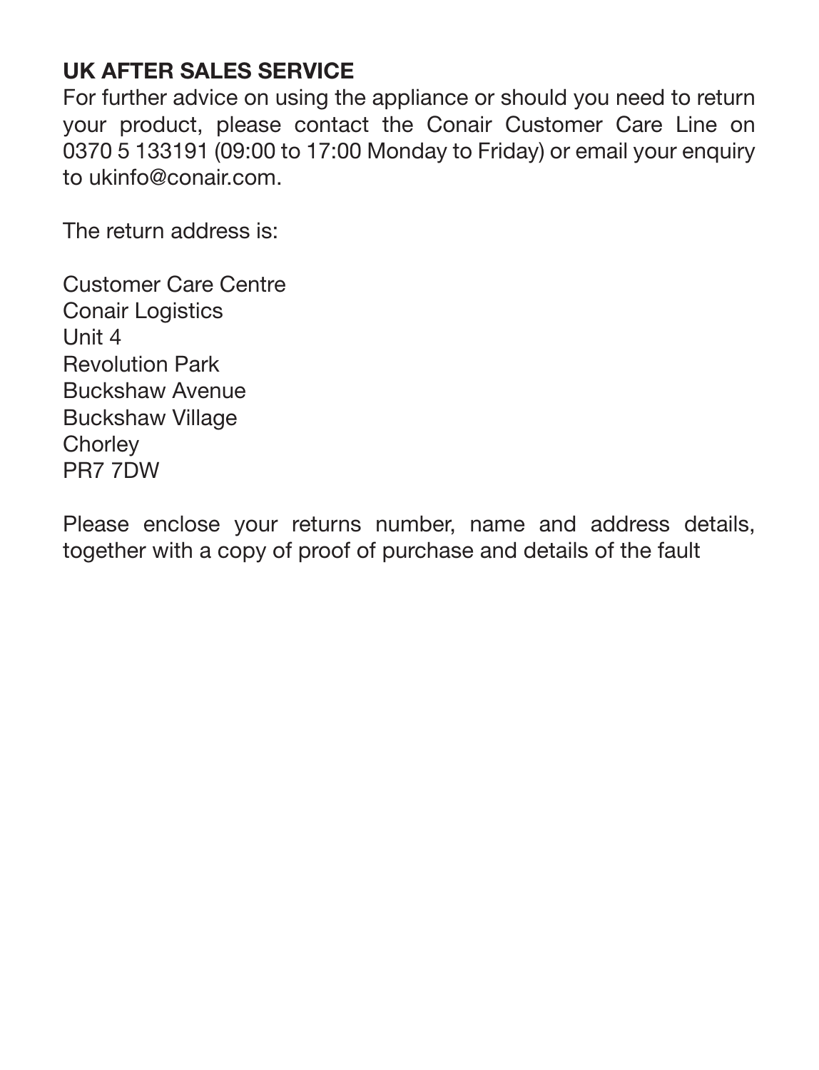## UK AFTER SALES SERVICE

For further advice on using the appliance or should you need to return your product, please contact the Conair Customer Care Line on 0370 5 133191 (09:00 to 17:00 Monday to Friday) or email your enquiry to ukinfo@conair.com.

The return address is:

Customer Care Centre
Conair Logistics
Unit 4
Revolution Park
Buckshaw Avenue
Buckshaw Village
Chorley
PR7 7DW

Please enclose your returns number, name and address details, together with a copy of proof of purchase and details of the fault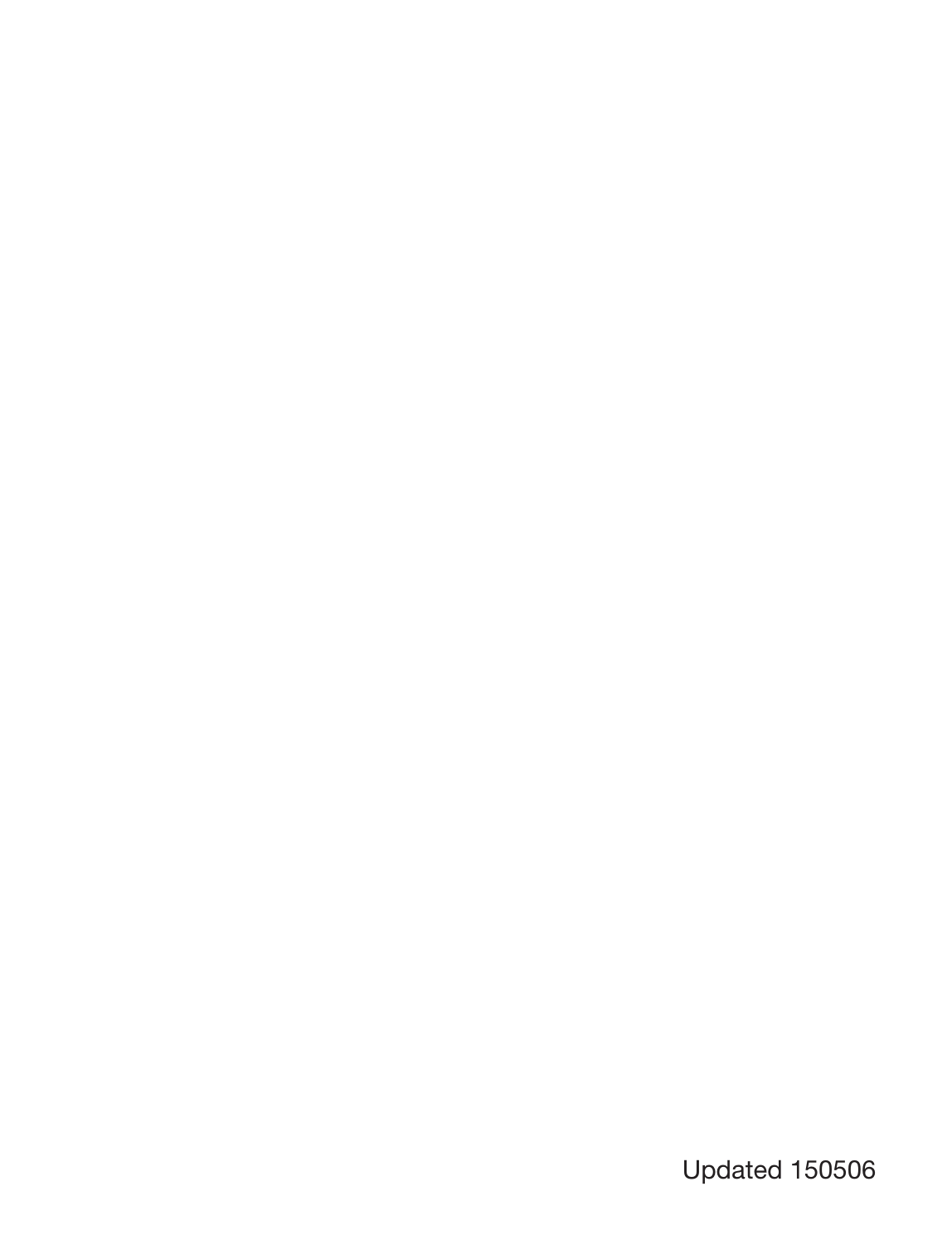Updated 150506